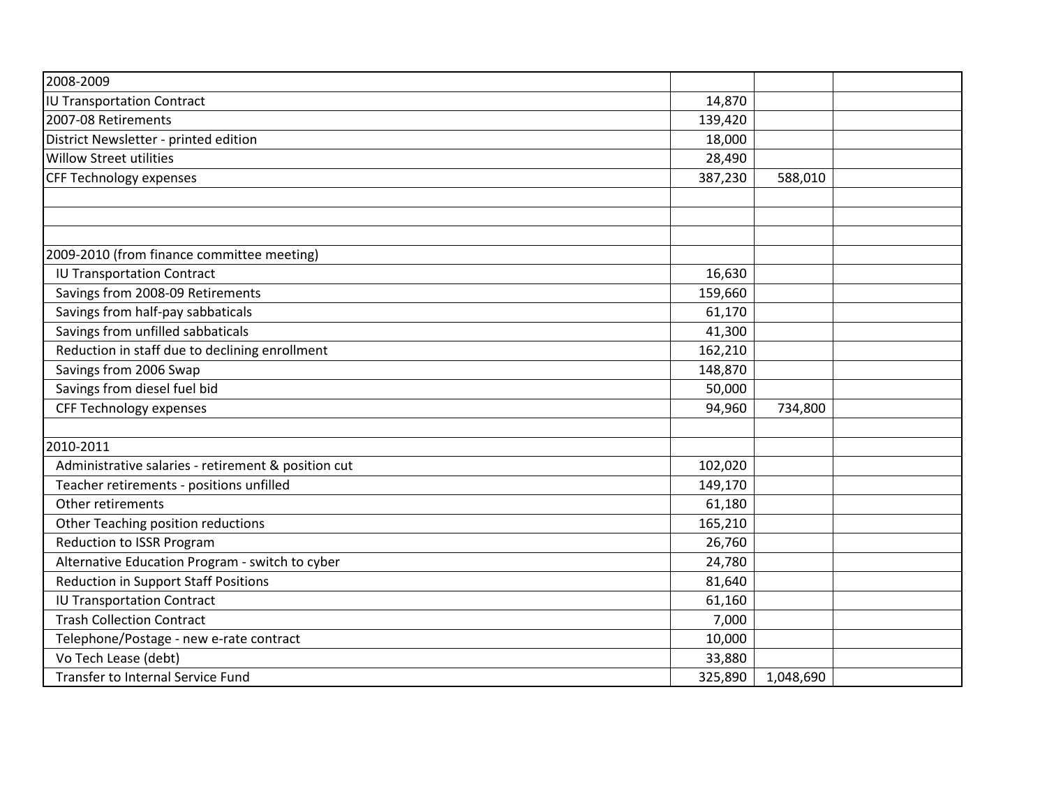| 2008-2009 | | | |
|---|---|---|---|
| IU Transportation Contract | 14,870 | | |
| 2007-08 Retirements | 139,420 | | |
| District Newsletter - printed edition | 18,000 | | |
| Willow Street utilities | 28,490 | | |
| CFF Technology expenses | 387,230 | 588,010 | |
| | | | |
| | | | |
| | | | |
| 2009-2010 (from finance committee meeting) | | | |
| IU Transportation Contract | 16,630 | | |
| Savings from 2008-09 Retirements | 159,660 | | |
| Savings from half-pay sabbaticals | 61,170 | | |
| Savings from unfilled sabbaticals | 41,300 | | |
| Reduction in staff due to declining enrollment | 162,210 | | |
| Savings from 2006 Swap | 148,870 | | |
| Savings from diesel fuel bid | 50,000 | | |
| CFF Technology expenses | 94,960 | 734,800 | |
| | | | |
| 2010-2011 | | | |
| Administrative salaries - retirement & position cut | 102,020 | | |
| Teacher retirements - positions unfilled | 149,170 | | |
| Other retirements | 61,180 | | |
| Other Teaching position reductions | 165,210 | | |
| Reduction to ISSR Program | 26,760 | | |
| Alternative Education Program - switch to cyber | 24,780 | | |
| Reduction in Support Staff Positions | 81,640 | | |
| IU Transportation Contract | 61,160 | | |
| Trash Collection Contract | 7,000 | | |
| Telephone/Postage - new e-rate contract | 10,000 | | |
| Vo Tech Lease (debt) | 33,880 | | |
| Transfer to Internal Service Fund | 325,890 | 1,048,690 | |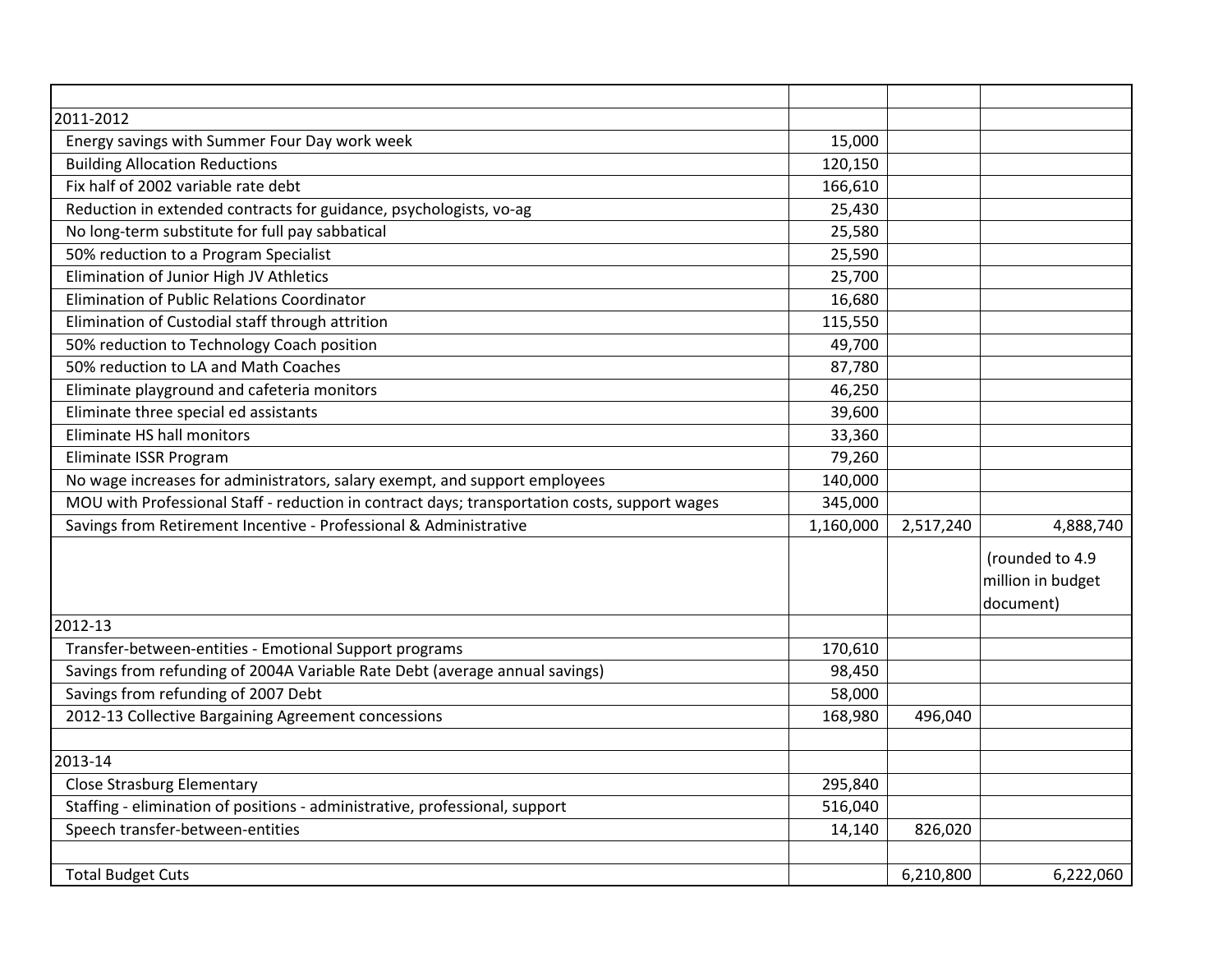| | | | |
|---|---|---|---|
| 2011-2012 | | | |
| Energy savings with Summer Four Day work week | 15,000 | | |
| Building Allocation Reductions | 120,150 | | |
| Fix half of 2002 variable rate debt | 166,610 | | |
| Reduction in extended contracts for guidance, psychologists, vo-ag | 25,430 | | |
| No long-term substitute for full pay sabbatical | 25,580 | | |
| 50% reduction to a Program Specialist | 25,590 | | |
| Elimination of Junior High JV Athletics | 25,700 | | |
| Elimination of Public Relations Coordinator | 16,680 | | |
| Elimination of Custodial staff through attrition | 115,550 | | |
| 50% reduction to Technology Coach position | 49,700 | | |
| 50% reduction to LA and Math Coaches | 87,780 | | |
| Eliminate playground and cafeteria monitors | 46,250 | | |
| Eliminate three special ed assistants | 39,600 | | |
| Eliminate HS hall monitors | 33,360 | | |
| Eliminate ISSR Program | 79,260 | | |
| No wage increases for administrators, salary exempt, and support employees | 140,000 | | |
| MOU with Professional Staff - reduction in contract days; transportation costs, support wages | 345,000 | | |
| Savings from Retirement Incentive - Professional & Administrative | 1,160,000 | 2,517,240 | 4,888,740 |
| | | | (rounded to 4.9 million in budget document) |
| 2012-13 | | | |
| Transfer-between-entities - Emotional Support programs | 170,610 | | |
| Savings from refunding of 2004A Variable Rate Debt (average annual savings) | 98,450 | | |
| Savings from refunding of 2007 Debt | 58,000 | | |
| 2012-13 Collective Bargaining Agreement concessions | 168,980 | 496,040 | |
| | | | |
| 2013-14 | | | |
| Close Strasburg Elementary | 295,840 | | |
| Staffing - elimination of positions - administrative, professional, support | 516,040 | | |
| Speech transfer-between-entities | 14,140 | 826,020 | |
| | | | |
| Total Budget Cuts | | 6,210,800 | 6,222,060 |